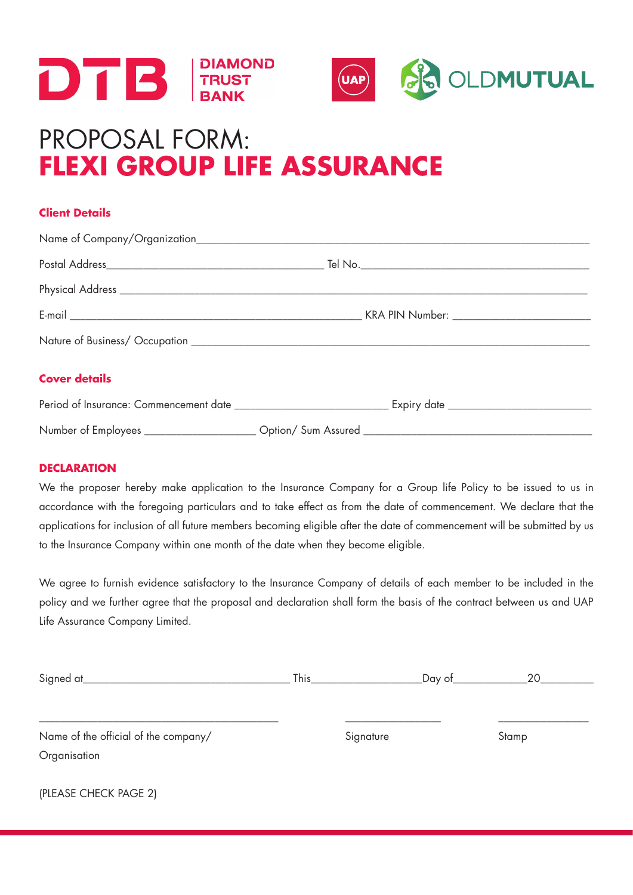DTB | DIAMOND TRUST BANK

UAP OLDMUTUAL

# PROPOSAL FORM:
# FLEXI GROUP LIFE ASSURANCE

## Client Details

Name of Company/Organization_______________________________________________

Postal Address_______________________________ Tel No.______________________________

Physical Address _______________________________________________________________

E-mail ___________________________________________ KRA PIN Number: ___________________

Nature of Business/ Occupation ___________________________________________________

## Cover details

Period of Insurance: Commencement date _____________________ Expiry date ____________________

Number of Employees _______________ Option/ Sum Assured _________________________________

## DECLARATION

We the proposer hereby make application to the Insurance Company for a Group life Policy to be issued to us in accordance with the foregoing particulars and to take effect as from the date of commencement. We declare that the applications for inclusion of all future members becoming eligible after the date of commencement will be submitted by us to the Insurance Company within one month of the date when they become eligible.

We agree to furnish evidence satisfactory to the Insurance Company of details of each member to be included in the policy and we further agree that the proposal and declaration shall form the basis of the contract between us and UAP Life Assurance Company Limited.

Signed at_____________________________ This_______________Day of__________20________

| ___________________________________ | _______________ | _______________ |
|---|---|---|
| Name of the official of the company/ Organisation | Signature | Stamp |

(PLEASE CHECK PAGE 2)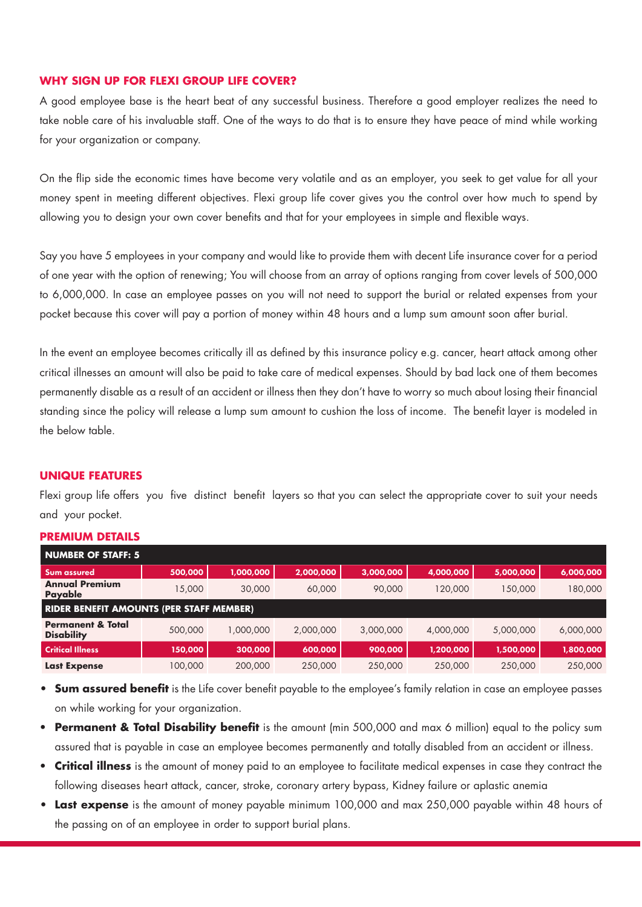## WHY SIGN UP FOR FLEXI GROUP LIFE COVER?

A good employee base is the heart beat of any successful business. Therefore a good employer realizes the need to take noble care of his invaluable staff. One of the ways to do that is to ensure they have peace of mind while working for your organization or company.

On the flip side the economic times have become very volatile and as an employer, you seek to get value for all your money spent in meeting different objectives. Flexi group life cover gives you the control over how much to spend by allowing you to design your own cover benefits and that for your employees in simple and flexible ways.

Say you have 5 employees in your company and would like to provide them with decent Life insurance cover for a period of one year with the option of renewing; You will choose from an array of options ranging from cover levels of 500,000 to 6,000,000. In case an employee passes on you will not need to support the burial or related expenses from your pocket because this cover will pay a portion of money within 48 hours and a lump sum amount soon after burial.

In the event an employee becomes critically ill as defined by this insurance policy e.g. cancer, heart attack among other critical illnesses an amount will also be paid to take care of medical expenses. Should by bad lack one of them becomes permanently disable as a result of an accident or illness then they don't have to worry so much about losing their financial standing since the policy will release a lump sum amount to cushion the loss of income. The benefit layer is modeled in the below table.

## UNIQUE FEATURES

Flexi group life offers you five distinct benefit layers so that you can select the appropriate cover to suit your needs and your pocket.

## PREMIUM DETAILS

| NUMBER OF STAFF: 5 | | | | | | | |
|---|---|---|---|---|---|---|---|
| **Sum assured** | **500,000** | **1,000,000** | **2,000,000** | **3,000,000** | **4,000,000** | **5,000,000** | **6,000,000** |
| **Annual Premium Payable** | 15,000 | 30,000 | 60,000 | 90,000 | 120,000 | 150,000 | 180,000 |
| **RIDER BENEFIT AMOUNTS (PER STAFF MEMBER)** | | | | | | | |
| **Permanent & Total Disability** | 500,000 | 1,000,000 | 2,000,000 | 3,000,000 | 4,000,000 | 5,000,000 | 6,000,000 |
| **Critical Illness** | **150,000** | **300,000** | **600,000** | **900,000** | **1,200,000** | **1,500,000** | **1,800,000** |
| **Last Expense** | 100,000 | 200,000 | 250,000 | 250,000 | 250,000 | 250,000 | 250,000 |

- **Sum assured benefit** is the Life cover benefit payable to the employee's family relation in case an employee passes on while working for your organization.
- **Permanent & Total Disability benefit** is the amount (min 500,000 and max 6 million) equal to the policy sum assured that is payable in case an employee becomes permanently and totally disabled from an accident or illness.
- **Critical illness** is the amount of money paid to an employee to facilitate medical expenses in case they contract the following diseases heart attack, cancer, stroke, coronary artery bypass, Kidney failure or aplastic anemia
- **Last expense** is the amount of money payable minimum 100,000 and max 250,000 payable within 48 hours of the passing on of an employee in order to support burial plans.